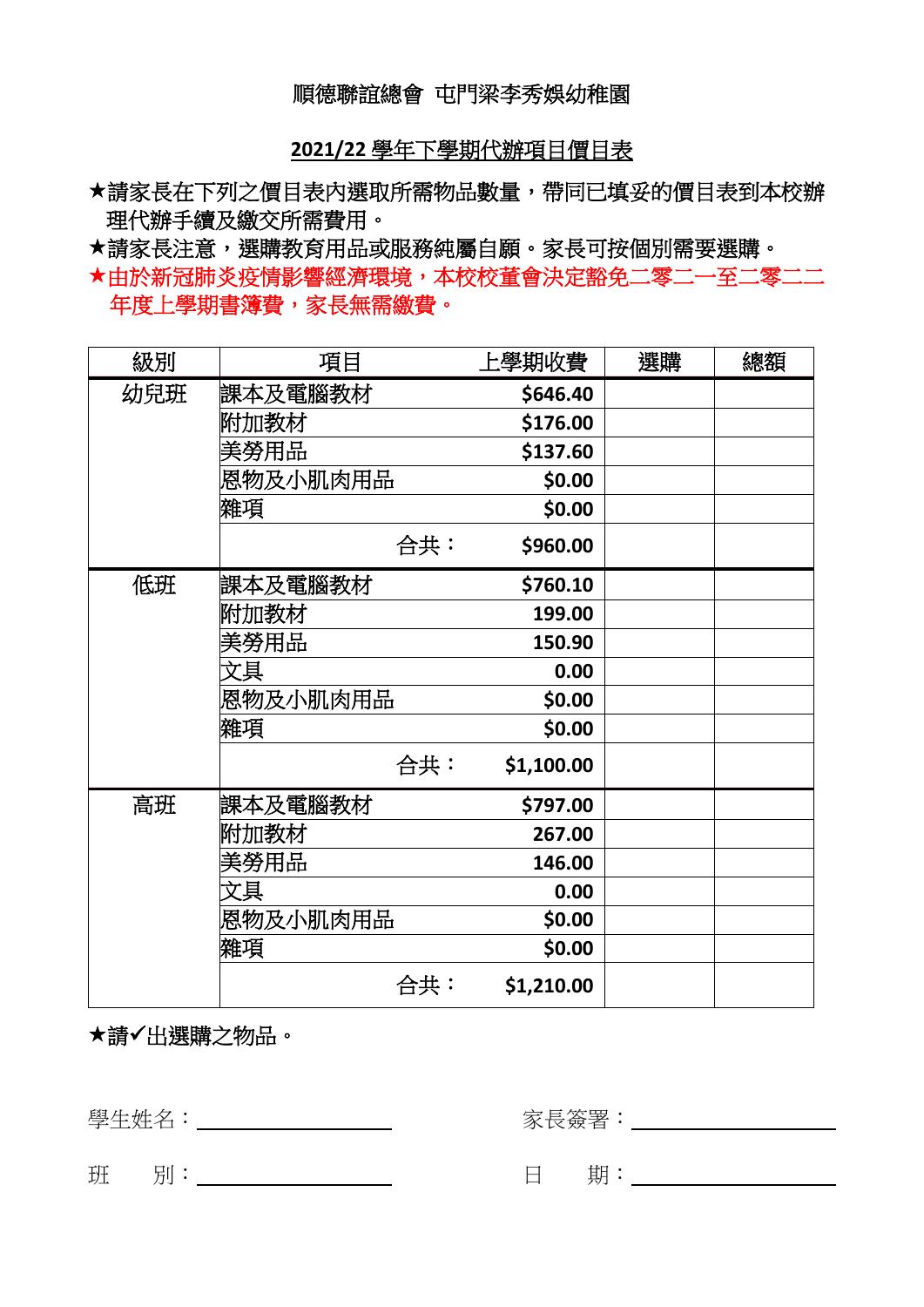順德聯誼總會 屯門梁李秀娛幼稚園

**2021/22 學年下學期代辦項目價目表**

★請家長在下列之價目表內選取所需物品數量，帶同已填妥的價目表到本校辦理代辦手續及繳交所需費用。

★請家長注意，選購教育用品或服務純屬自願。家長可按個別需要選購。

★由於新冠肺炎疫情影響經濟環境，本校校董會決定豁免二零二一至二零二二年度上學期書簿費，家長無需繳費。

| 級別 | 項目 | 上學期收費 | 選購 | 總額 |
|---|---|---|---|---|
| 幼兒班 | 課本及電腦教材 | **$646.40** | | |
| | 附加教材 | **$176.00** | | |
| | 美勞用品 | **$137.60** | | |
| | 恩物及小肌肉用品 | **$0.00** | | |
| | 雜項 | **$0.00** | | |
| | 合共： | **$960.00** | | |
| 低班 | 課本及電腦教材 | **$760.10** | | |
| | 附加教材 | **199.00** | | |
| | 美勞用品 | **150.90** | | |
| | 文具 | **0.00** | | |
| | 恩物及小肌肉用品 | **$0.00** | | |
| | 雜項 | **$0.00** | | |
| | 合共： | **$1,100.00** | | |
| 高班 | 課本及電腦教材 | **$797.00** | | |
| | 附加教材 | **267.00** | | |
| | 美勞用品 | **146.00** | | |
| | 文具 | **0.00** | | |
| | 恩物及小肌肉用品 | **$0.00** | | |
| | 雜項 | **$0.00** | | |
| | 合共： | **$1,210.00** | | |

★請✓出選購之物品。

學生姓名：________________　　　　家長簽署：________________

班　　別：________________　　　　日　　期：________________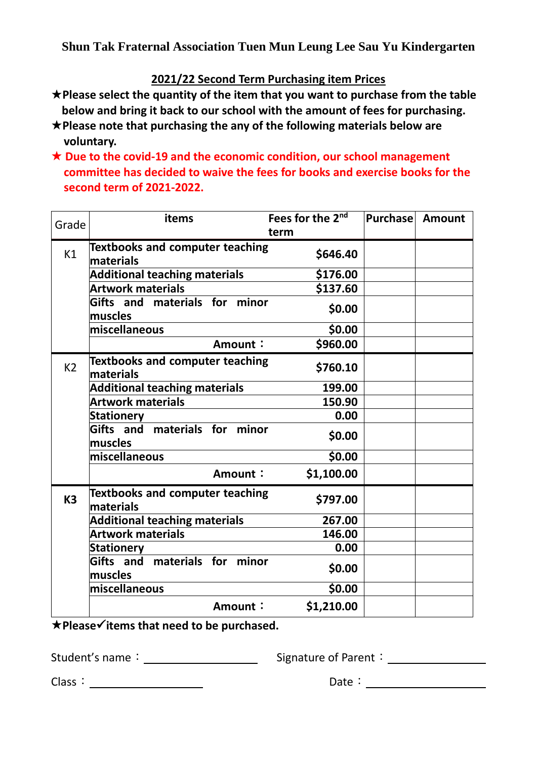**Shun Tak Fraternal Association Tuen Mun Leung Lee Sau Yu Kindergarten**

**2021/22 Second Term Purchasing item Prices**

★**Please select the quantity of the item that you want to purchase from the table below and bring it back to our school with the amount of fees for purchasing.**

★**Please note that purchasing the any of the following materials below are voluntary.**

★ **Due to the covid-19 and the economic condition, our school management committee has decided to waive the fees for books and exercise books for the second term of 2021-2022.**

| Grade | items | Fees for the 2nd term | Purchase | Amount |
|---|---|---|---|---|
| K1 | **Textbooks and computer teaching materials** | **$646.40** | | |
| | **Additional teaching materials** | **$176.00** | | |
| | **Artwork materials** | **$137.60** | | |
| | **Gifts and materials for minor muscles** | **$0.00** | | |
| | **miscellaneous** | **$0.00** | | |
| | **Amount：** | **$960.00** | | |
| K2 | **Textbooks and computer teaching materials** | **$760.10** | | |
| | **Additional teaching materials** | **199.00** | | |
| | **Artwork materials** | **150.90** | | |
| | **Stationery** | **0.00** | | |
| | **Gifts and materials for minor muscles** | **$0.00** | | |
| | **miscellaneous** | **$0.00** | | |
| | **Amount：** | **$1,100.00** | | |
| **K3** | **Textbooks and computer teaching materials** | **$797.00** | | |
| | **Additional teaching materials** | **267.00** | | |
| | **Artwork materials** | **146.00** | | |
| | **Stationery** | **0.00** | | |
| | **Gifts and materials for minor muscles** | **$0.00** | | |
| | **miscellaneous** | **$0.00** | | |
| | **Amount：** | **$1,210.00** | | |

★**Please✓items that need to be purchased.**

Student's name：\_\_\_\_\_\_\_\_\_\_\_\_\_\_\_\_\_\_ Signature of Parent：\_\_\_\_\_\_\_\_\_\_\_\_\_\_\_\_\_\_

Class：\_\_\_\_\_\_\_\_\_\_\_\_\_\_\_\_\_\_ Date：\_\_\_\_\_\_\_\_\_\_\_\_\_\_\_\_\_\_